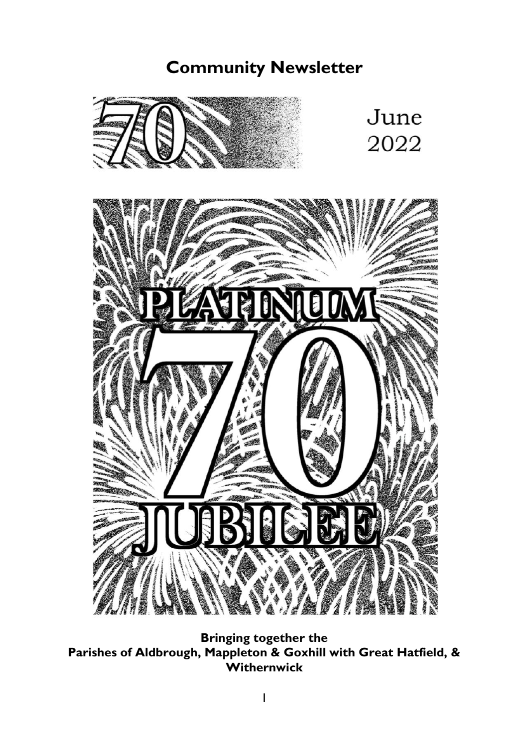# Community Newsletter

June 2022

PLATINUM 70 JUBILEE

**Bringing together the Parishes of Aldbrough, Mappleton & Goxhill with Great Hatfield, & Withernwick**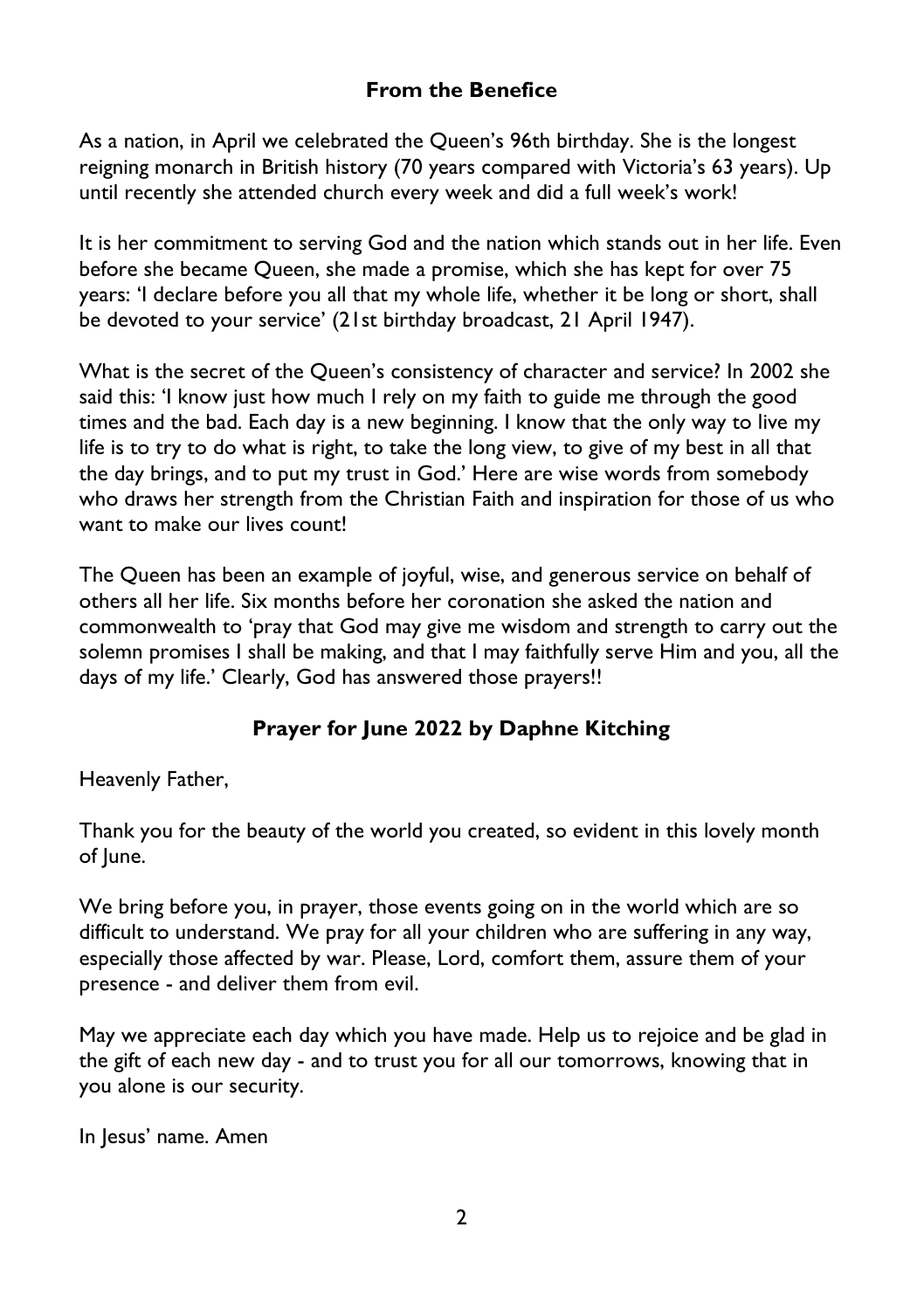## From the Benefice

As a nation, in April we celebrated the Queen's 96th birthday. She is the longest reigning monarch in British history (70 years compared with Victoria's 63 years). Up until recently she attended church every week and did a full week's work!

It is her commitment to serving God and the nation which stands out in her life. Even before she became Queen, she made a promise, which she has kept for over 75 years: 'I declare before you all that my whole life, whether it be long or short, shall be devoted to your service' (21st birthday broadcast, 21 April 1947).

What is the secret of the Queen's consistency of character and service? In 2002 she said this: 'I know just how much I rely on my faith to guide me through the good times and the bad. Each day is a new beginning. I know that the only way to live my life is to try to do what is right, to take the long view, to give of my best in all that the day brings, and to put my trust in God.' Here are wise words from somebody who draws her strength from the Christian Faith and inspiration for those of us who want to make our lives count!

The Queen has been an example of joyful, wise, and generous service on behalf of others all her life. Six months before her coronation she asked the nation and commonwealth to 'pray that God may give me wisdom and strength to carry out the solemn promises I shall be making, and that I may faithfully serve Him and you, all the days of my life.' Clearly, God has answered those prayers!!

## Prayer for June 2022 by Daphne Kitching

Heavenly Father,

Thank you for the beauty of the world you created, so evident in this lovely month of June.

We bring before you, in prayer, those events going on in the world which are so difficult to understand. We pray for all your children who are suffering in any way, especially those affected by war. Please, Lord, comfort them, assure them of your presence - and deliver them from evil.

May we appreciate each day which you have made. Help us to rejoice and be glad in the gift of each new day - and to trust you for all our tomorrows, knowing that in you alone is our security.

In Jesus' name. Amen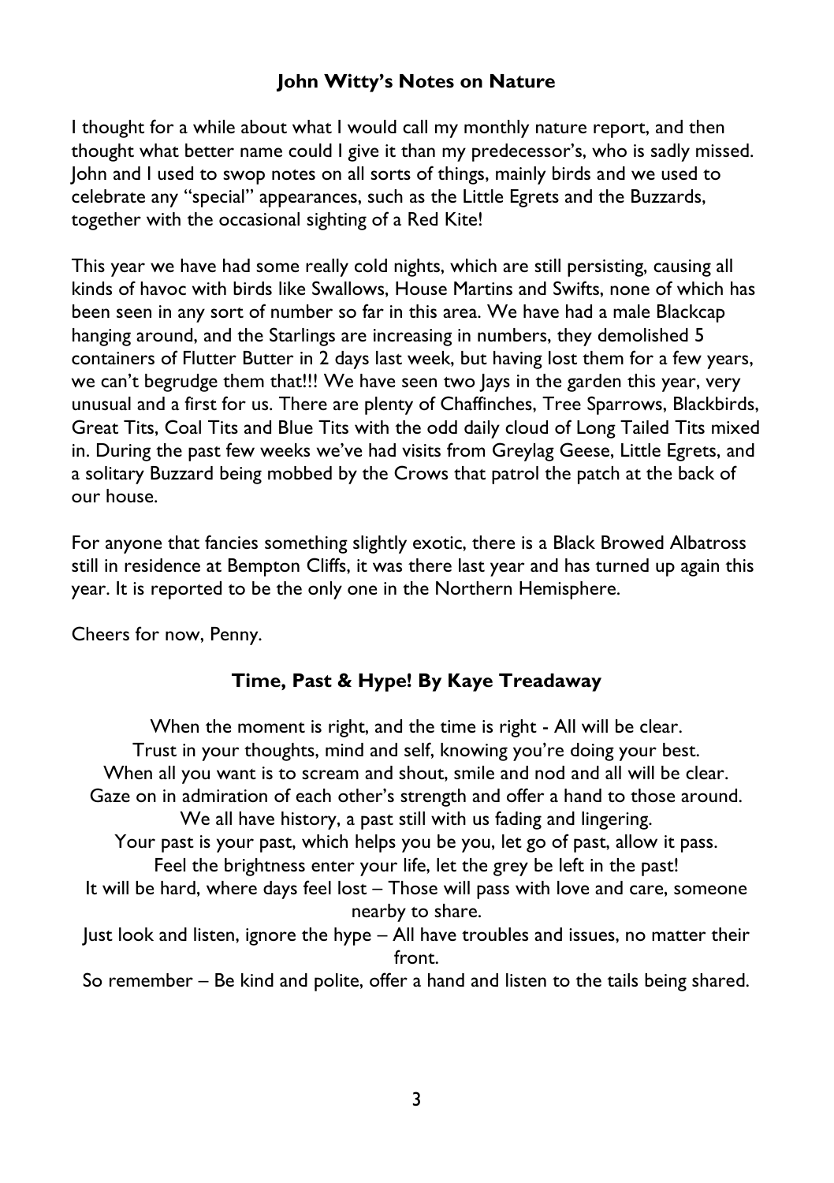## John Witty's Notes on Nature

I thought for a while about what I would call my monthly nature report, and then thought what better name could I give it than my predecessor's, who is sadly missed. John and I used to swop notes on all sorts of things, mainly birds and we used to celebrate any "special" appearances, such as the Little Egrets and the Buzzards, together with the occasional sighting of a Red Kite!

This year we have had some really cold nights, which are still persisting, causing all kinds of havoc with birds like Swallows, House Martins and Swifts, none of which has been seen in any sort of number so far in this area. We have had a male Blackcap hanging around, and the Starlings are increasing in numbers, they demolished 5 containers of Flutter Butter in 2 days last week, but having lost them for a few years, we can't begrudge them that!!! We have seen two Jays in the garden this year, very unusual and a first for us. There are plenty of Chaffinches, Tree Sparrows, Blackbirds, Great Tits, Coal Tits and Blue Tits with the odd daily cloud of Long Tailed Tits mixed in. During the past few weeks we've had visits from Greylag Geese, Little Egrets, and a solitary Buzzard being mobbed by the Crows that patrol the patch at the back of our house.

For anyone that fancies something slightly exotic, there is a Black Browed Albatross still in residence at Bempton Cliffs, it was there last year and has turned up again this year. It is reported to be the only one in the Northern Hemisphere.

Cheers for now, Penny.

## Time, Past & Hype! By Kaye Treadaway

When the moment is right, and the time is right - All will be clear.
Trust in your thoughts, mind and self, knowing you're doing your best.
When all you want is to scream and shout, smile and nod and all will be clear.
Gaze on in admiration of each other's strength and offer a hand to those around.
We all have history, a past still with us fading and lingering.
Your past is your past, which helps you be you, let go of past, allow it pass.
Feel the brightness enter your life, let the grey be left in the past!
It will be hard, where days feel lost – Those will pass with love and care, someone nearby to share.
Just look and listen, ignore the hype – All have troubles and issues, no matter their front.
So remember – Be kind and polite, offer a hand and listen to the tails being shared.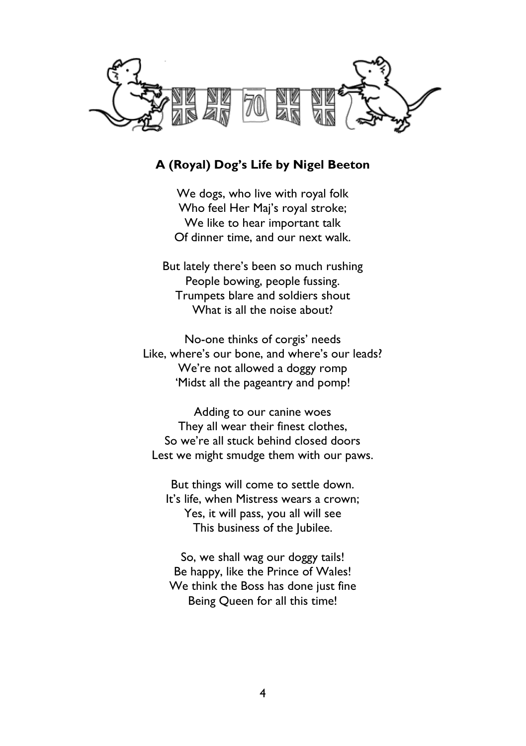**A (Royal) Dog's Life by Nigel Beeton**

We dogs, who live with royal folk  
Who feel Her Maj's royal stroke;  
We like to hear important talk  
Of dinner time, and our next walk.

But lately there's been so much rushing  
People bowing, people fussing.  
Trumpets blare and soldiers shout  
What is all the noise about?

No-one thinks of corgis' needs  
Like, where's our bone, and where's our leads?  
We're not allowed a doggy romp  
'Midst all the pageantry and pomp!

Adding to our canine woes  
They all wear their finest clothes,  
So we're all stuck behind closed doors  
Lest we might smudge them with our paws.

But things will come to settle down.  
It's life, when Mistress wears a crown;  
Yes, it will pass, you all will see  
This business of the Jubilee.

So, we shall wag our doggy tails!  
Be happy, like the Prince of Wales!  
We think the Boss has done just fine  
Being Queen for all this time!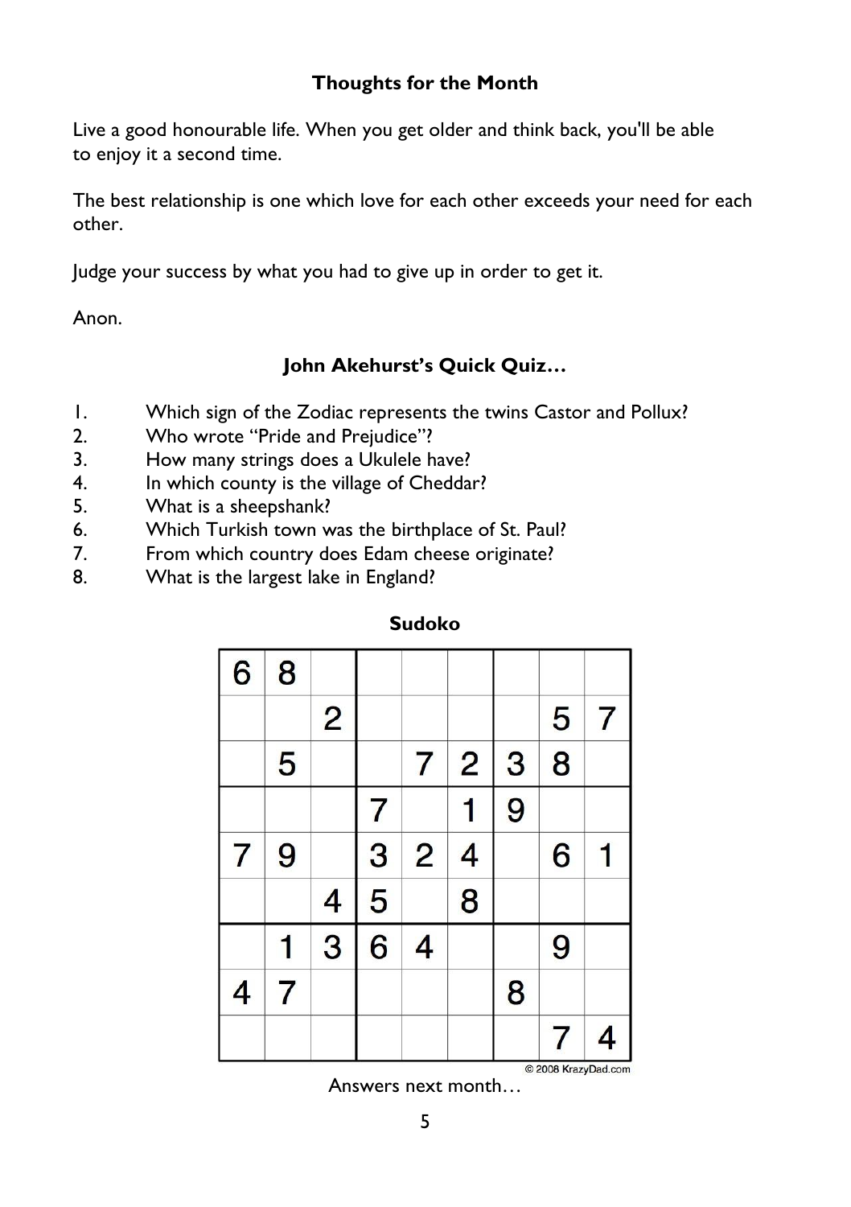## Thoughts for the Month

Live a good honourable life. When you get older and think back, you'll be able to enjoy it a second time.

The best relationship is one which love for each other exceeds your need for each other.

Judge your success by what you had to give up in order to get it.

Anon.

## John Akehurst's Quick Quiz…

1. Which sign of the Zodiac represents the twins Castor and Pollux?
2. Who wrote "Pride and Prejudice"?
3. How many strings does a Ukulele have?
4. In which county is the village of Cheddar?
5. What is a sheepshank?
6. Which Turkish town was the birthplace of St. Paul?
7. From which country does Edam cheese originate?
8. What is the largest lake in England?

## Sudoko

| | | | | | | | | |
|---|---|---|---|---|---|---|---|---|
| 6 | 8 | | | | | | | |
| | | 2 | | | | | 5 | 7 |
| | 5 | | | 7 | 2 | 3 | 8 | |
| | | | 7 | | 1 | 9 | | |
| 7 | 9 | | 3 | 2 | 4 | | 6 | 1 |
| | | 4 | 5 | | 8 | | | |
| | 1 | 3 | 6 | 4 | | | 9 | |
| 4 | 7 | | | | | 8 | | |
| | | | | | | | 7 | 4 |

© 2008 KrazyDad.com

Answers next month…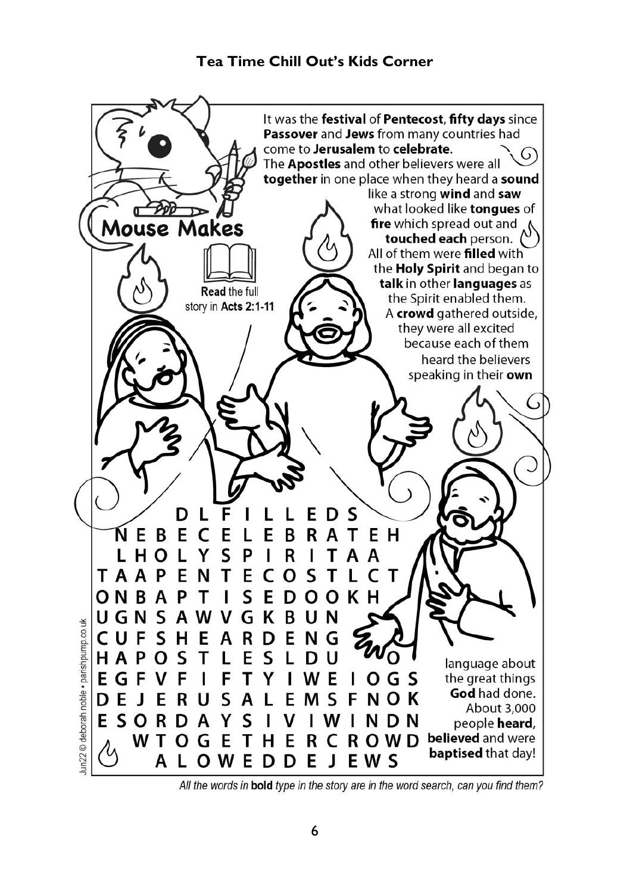## Tea Time Chill Out's Kids Corner

**Mouse Makes**

**Read** the full story in **Acts 2:1-11**

It was the **festival** of **Pentecost**, **fifty days** since **Passover** and **Jews** from many countries had come to **Jerusalem** to **celebrate**.

The **Apostles** and other believers were all **together** in one place when they heard a **sound** like a strong **wind** and **saw** what looked like **tongues** of **fire** which spread out and **touched each** person.

All of them were **filled** with the **Holy Spirit** and began to **talk** in other **languages** as the Spirit enabled them.

A **crowd** gathered outside, they were all excited because each of them heard the believers speaking in their **own** language about the great things **God** had done.

About 3,000 people **heard**, **believed** and were **baptised** that day!

```
      D L F I L L E D S
N E B E C E L E B R A T E H
  L H O L Y S P I R I T A A
T A A P E N T E C O S T L C T
O N B A P T I S E D O O K H
U G N S A W V G K B U N
C U F S H E A R D E N G
H A P O S T L E S L D U   O
E G F V F I F T Y I W E I O G S
D E J E R U S A L E M S F N O K
E S O R D A Y S I V I W I N D N
  W T O G E T H E R C R O W D
    A L O W E D D E J E W S
```

Jun22 © deborah noble • parishpump.co.uk

*All the words in* ***bold*** *type in the story are in the word search, can you find them?*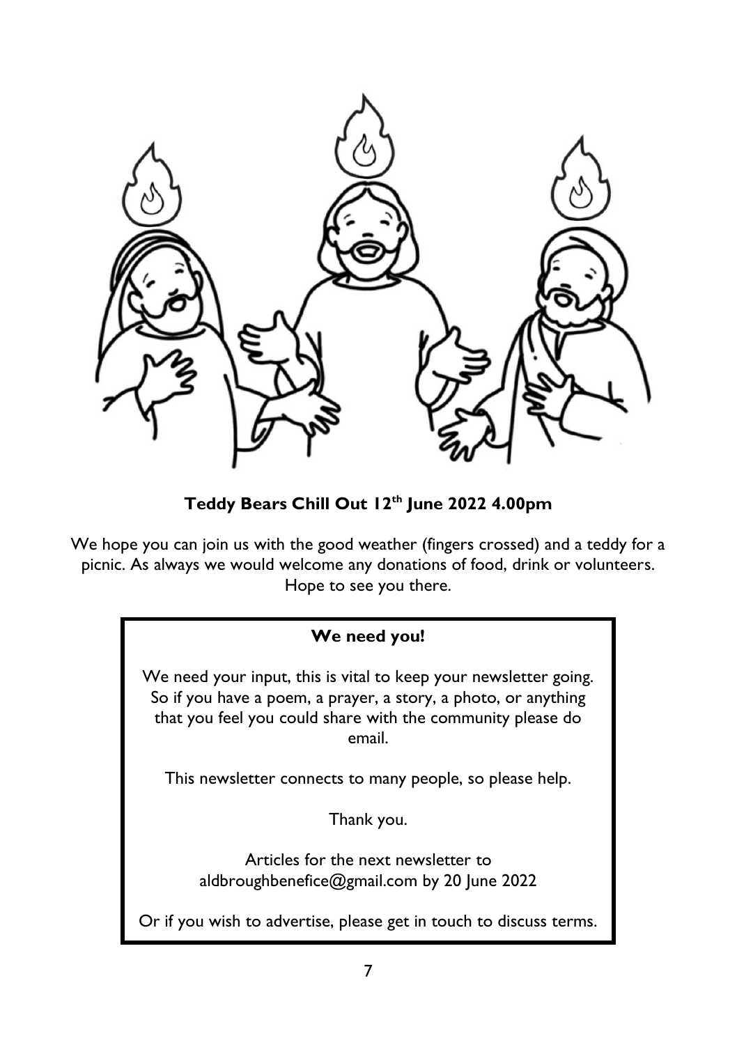**Teddy Bears Chill Out 12th June 2022 4.00pm**

We hope you can join us with the good weather (fingers crossed) and a teddy for a picnic. As always we would welcome any donations of food, drink or volunteers. Hope to see you there.

**We need you!**

We need your input, this is vital to keep your newsletter going. So if you have a poem, a prayer, a story, a photo, or anything that you feel you could share with the community please do email.

This newsletter connects to many people, so please help.

Thank you.

Articles for the next newsletter to aldbroughbenefice@gmail.com by 20 June 2022

Or if you wish to advertise, please get in touch to discuss terms.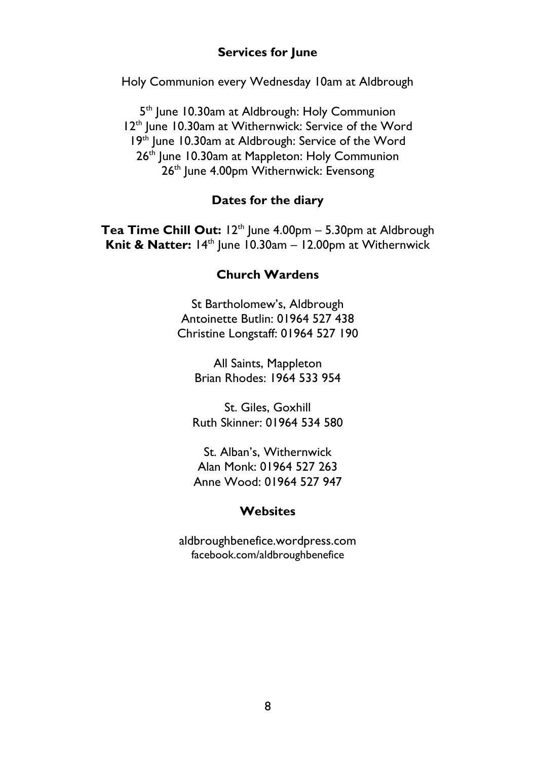## Services for June

Holy Communion every Wednesday 10am at Aldbrough

5th June 10.30am at Aldbrough: Holy Communion
12th June 10.30am at Withernwick: Service of the Word
19th June 10.30am at Aldbrough: Service of the Word
26th June 10.30am at Mappleton: Holy Communion
26th June 4.00pm Withernwick: Evensong

## Dates for the diary

**Tea Time Chill Out:** 12th June 4.00pm – 5.30pm at Aldbrough
**Knit & Natter:** 14th June 10.30am – 12.00pm at Withernwick

## Church Wardens

St Bartholomew's, Aldbrough
Antoinette Butlin: 01964 527 438
Christine Longstaff: 01964 527 190

All Saints, Mappleton
Brian Rhodes: 1964 533 954

St. Giles, Goxhill
Ruth Skinner: 01964 534 580

St. Alban's, Withernwick
Alan Monk: 01964 527 263
Anne Wood: 01964 527 947

## Websites

aldbroughbenefice.wordpress.com
facebook.com/aldbroughbenefice